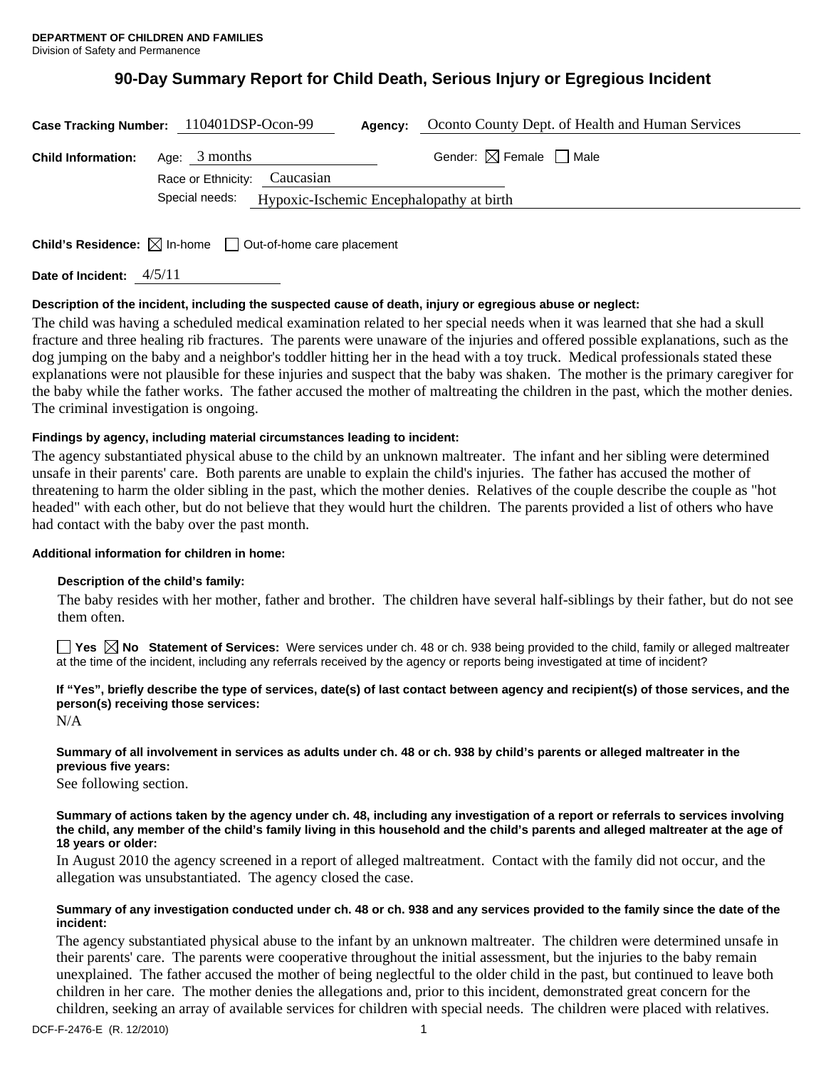**DEPARTMENT OF CHILDREN AND FAMILIES**
Division of Safety and Permanence

# 90-Day Summary Report for Child Death, Serious Injury or Egregious Incident

**Case Tracking Number:** 110401DSP-Ocon-99 **Agency:** Oconto County Dept. of Health and Human Services

**Child Information:** Age: 3 months Gender: ☒ Female ☐ Male

Race or Ethnicity: Caucasian

Special needs: Hypoxic-Ischemic Encephalopathy at birth

**Child's Residence:** ☒ In-home ☐ Out-of-home care placement

**Date of Incident:** 4/5/11

**Description of the incident, including the suspected cause of death, injury or egregious abuse or neglect:**

The child was having a scheduled medical examination related to her special needs when it was learned that she had a skull fracture and three healing rib fractures. The parents were unaware of the injuries and offered possible explanations, such as the dog jumping on the baby and a neighbor's toddler hitting her in the head with a toy truck. Medical professionals stated these explanations were not plausible for these injuries and suspect that the baby was shaken. The mother is the primary caregiver for the baby while the father works. The father accused the mother of maltreating the children in the past, which the mother denies. The criminal investigation is ongoing.

**Findings by agency, including material circumstances leading to incident:**

The agency substantiated physical abuse to the child by an unknown maltreater. The infant and her sibling were determined unsafe in their parents' care. Both parents are unable to explain the child's injuries. The father has accused the mother of threatening to harm the older sibling in the past, which the mother denies. Relatives of the couple describe the couple as "hot headed" with each other, but do not believe that they would hurt the children. The parents provided a list of others who have had contact with the baby over the past month.

**Additional information for children in home:**

**Description of the child's family:**

The baby resides with her mother, father and brother. The children have several half-siblings by their father, but do not see them often.

☐ **Yes** ☒ **No** **Statement of Services:** Were services under ch. 48 or ch. 938 being provided to the child, family or alleged maltreater at the time of the incident, including any referrals received by the agency or reports being investigated at time of incident?

**If "Yes", briefly describe the type of services, date(s) of last contact between agency and recipient(s) of those services, and the person(s) receiving those services:**

N/A

**Summary of all involvement in services as adults under ch. 48 or ch. 938 by child's parents or alleged maltreater in the previous five years:**

See following section.

**Summary of actions taken by the agency under ch. 48, including any investigation of a report or referrals to services involving the child, any member of the child's family living in this household and the child's parents and alleged maltreater at the age of 18 years or older:**

In August 2010 the agency screened in a report of alleged maltreatment. Contact with the family did not occur, and the allegation was unsubstantiated. The agency closed the case.

**Summary of any investigation conducted under ch. 48 or ch. 938 and any services provided to the family since the date of the incident:**

The agency substantiated physical abuse to the infant by an unknown maltreater. The children were determined unsafe in their parents' care. The parents were cooperative throughout the initial assessment, but the injuries to the baby remain unexplained. The father accused the mother of being neglectful to the older child in the past, but continued to leave both children in her care. The mother denies the allegations and, prior to this incident, demonstrated great concern for the children, seeking an array of available services for children with special needs. The children were placed with relatives.

DCF-F-2476-E (R. 12/2010)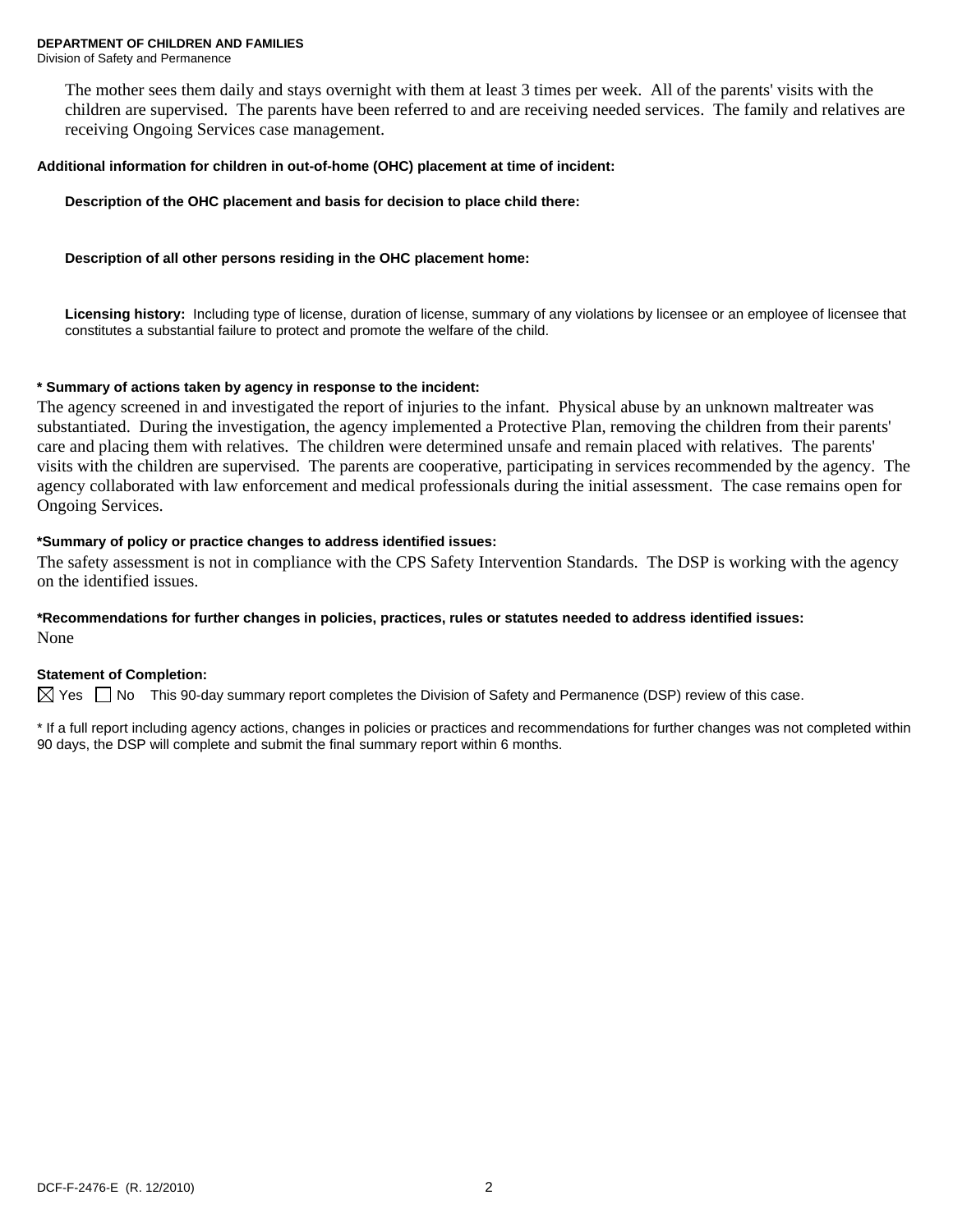The mother sees them daily and stays overnight with them at least 3 times per week. All of the parents' visits with the children are supervised. The parents have been referred to and are receiving needed services. The family and relatives are receiving Ongoing Services case management.

**Additional information for children in out-of-home (OHC) placement at time of incident:**

**Description of the OHC placement and basis for decision to place child there:**

**Description of all other persons residing in the OHC placement home:**

**Licensing history:** Including type of license, duration of license, summary of any violations by licensee or an employee of licensee that constitutes a substantial failure to protect and promote the welfare of the child.

**\* Summary of actions taken by agency in response to the incident:**

The agency screened in and investigated the report of injuries to the infant. Physical abuse by an unknown maltreater was substantiated. During the investigation, the agency implemented a Protective Plan, removing the children from their parents' care and placing them with relatives. The children were determined unsafe and remain placed with relatives. The parents' visits with the children are supervised. The parents are cooperative, participating in services recommended by the agency. The agency collaborated with law enforcement and medical professionals during the initial assessment. The case remains open for Ongoing Services.

**\*Summary of policy or practice changes to address identified issues:**

The safety assessment is not in compliance with the CPS Safety Intervention Standards. The DSP is working with the agency on the identified issues.

**\*Recommendations for further changes in policies, practices, rules or statutes needed to address identified issues:**

None

**Statement of Completion:**

☒ Yes ☐ No This 90-day summary report completes the Division of Safety and Permanence (DSP) review of this case.

\* If a full report including agency actions, changes in policies or practices and recommendations for further changes was not completed within 90 days, the DSP will complete and submit the final summary report within 6 months.